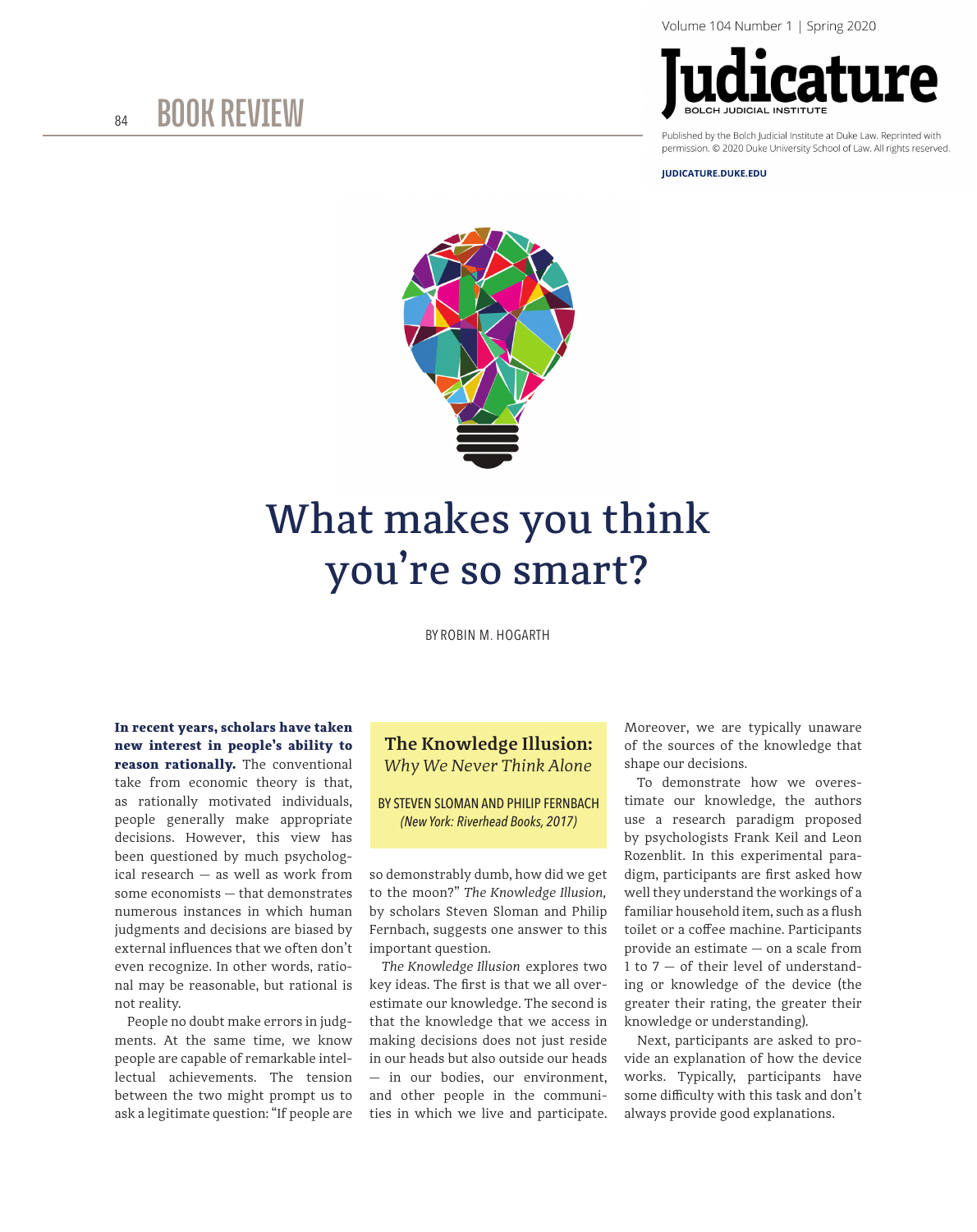BOOK REVIEW

Published by the Bolch Judicial Institute at Duke Law. Reprinted with permission. © 2020 Duke University School of Law. All rights reserved.

JUDICATURE.DUKE.EDU

# What makes you think you're so smart?

BY ROBIN M. HOGARTH

> **The Knowledge Illusion:** *Why We Never Think Alone*
>
> BY STEVEN SLOMAN AND PHILIP FERNBACH *(New York: Riverhead Books, 2017)*

**In recent years, scholars have taken new interest in people's ability to reason rationally.** The conventional take from economic theory is that, as rationally motivated individuals, people generally make appropriate decisions. However, this view has been questioned by much psychological research — as well as work from some economists — that demonstrates numerous instances in which human judgments and decisions are biased by external influences that we often don't even recognize. In other words, rational may be reasonable, but rational is not reality.

People no doubt make errors in judgments. At the same time, we know people are capable of remarkable intellectual achievements. The tension between the two might prompt us to ask a legitimate question: "If people are so demonstrably dumb, how did we get to the moon?" *The Knowledge Illusion,* by scholars Steven Sloman and Philip Fernbach, suggests one answer to this important question.

*The Knowledge Illusion* explores two key ideas. The first is that we all overestimate our knowledge. The second is that the knowledge that we access in making decisions does not just reside in our heads but also outside our heads — in our bodies, our environment, and other people in the communities in which we live and participate. Moreover, we are typically unaware of the sources of the knowledge that shape our decisions.

To demonstrate how we overestimate our knowledge, the authors use a research paradigm proposed by psychologists Frank Keil and Leon Rozenblit. In this experimental paradigm, participants are first asked how well they understand the workings of a familiar household item, such as a flush toilet or a coffee machine. Participants provide an estimate — on a scale from 1 to 7 — of their level of understanding or knowledge of the device (the greater their rating, the greater their knowledge or understanding).

Next, participants are asked to provide an explanation of how the device works. Typically, participants have some difficulty with this task and don't always provide good explanations.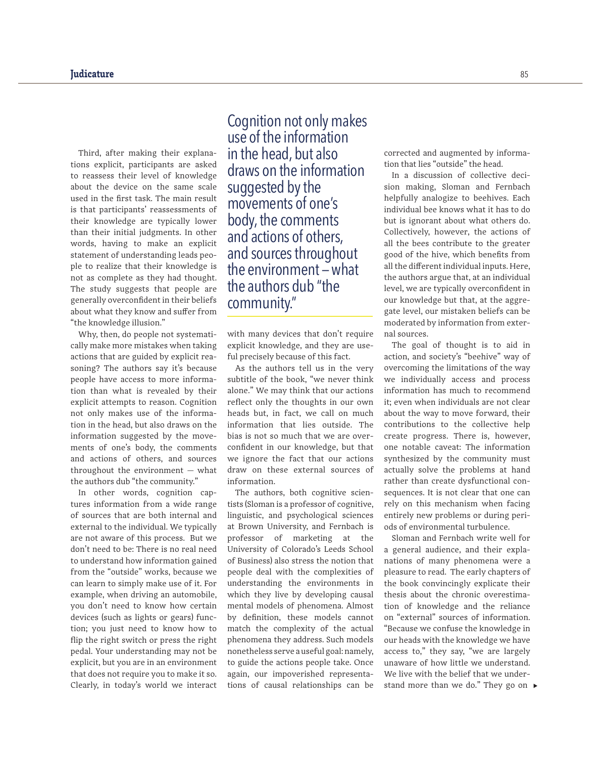Third, after making their explanations explicit, participants are asked to reassess their level of knowledge about the device on the same scale used in the first task. The main result is that participants' reassessments of their knowledge are typically lower than their initial judgments. In other words, having to make an explicit statement of understanding leads people to realize that their knowledge is not as complete as they had thought. The study suggests that people are generally overconfident in their beliefs about what they know and suffer from "the knowledge illusion."

Why, then, do people not systematically make more mistakes when taking actions that are guided by explicit reasoning? The authors say it's because people have access to more information than what is revealed by their explicit attempts to reason. Cognition not only makes use of the information in the head, but also draws on the information suggested by the movements of one's body, the comments and actions of others, and sources throughout the environment — what the authors dub "the community."

In other words, cognition captures information from a wide range of sources that are both internal and external to the individual. We typically are not aware of this process. But we don't need to be: There is no real need to understand how information gained from the "outside" works, because we can learn to simply make use of it. For example, when driving an automobile, you don't need to know how certain devices (such as lights or gears) function; you just need to know how to flip the right switch or press the right pedal. Your understanding may not be explicit, but you are in an environment that does not require you to make it so. Clearly, in today's world we interact with many devices that don't require explicit knowledge, and they are useful precisely because of this fact.

> Cognition not only makes use of the information in the head, but also draws on the information suggested by the movements of one's body, the comments and actions of others, and sources throughout the environment – what the authors dub "the community."

As the authors tell us in the very subtitle of the book, "we never think alone." We may think that our actions reflect only the thoughts in our own heads but, in fact, we call on much information that lies outside. The bias is not so much that we are overconfident in our knowledge, but that we ignore the fact that our actions draw on these external sources of information.

The authors, both cognitive scientists (Sloman is a professor of cognitive, linguistic, and psychological sciences at Brown University, and Fernbach is professor of marketing at the University of Colorado's Leeds School of Business) also stress the notion that people deal with the complexities of understanding the environments in which they live by developing causal mental models of phenomena. Almost by definition, these models cannot match the complexity of the actual phenomena they address. Such models nonetheless serve a useful goal: namely, to guide the actions people take. Once again, our impoverished representations of causal relationships can be corrected and augmented by information that lies "outside" the head.

In a discussion of collective decision making, Sloman and Fernbach helpfully analogize to beehives. Each individual bee knows what it has to do but is ignorant about what others do. Collectively, however, the actions of all the bees contribute to the greater good of the hive, which benefits from all the different individual inputs. Here, the authors argue that, at an individual level, we are typically overconfident in our knowledge but that, at the aggregate level, our mistaken beliefs can be moderated by information from external sources.

The goal of thought is to aid in action, and society's "beehive" way of overcoming the limitations of the way we individually access and process information has much to recommend it; even when individuals are not clear about the way to move forward, their contributions to the collective help create progress. There is, however, one notable caveat: The information synthesized by the community must actually solve the problems at hand rather than create dysfunctional consequences. It is not clear that one can rely on this mechanism when facing entirely new problems or during periods of environmental turbulence.

Sloman and Fernbach write well for a general audience, and their explanations of many phenomena were a pleasure to read. The early chapters of the book convincingly explicate their thesis about the chronic overestimation of knowledge and the reliance on "external" sources of information. "Because we confuse the knowledge in our heads with the knowledge we have access to," they say, "we are largely unaware of how little we understand. We live with the belief that we understand more than we do." They go on ▸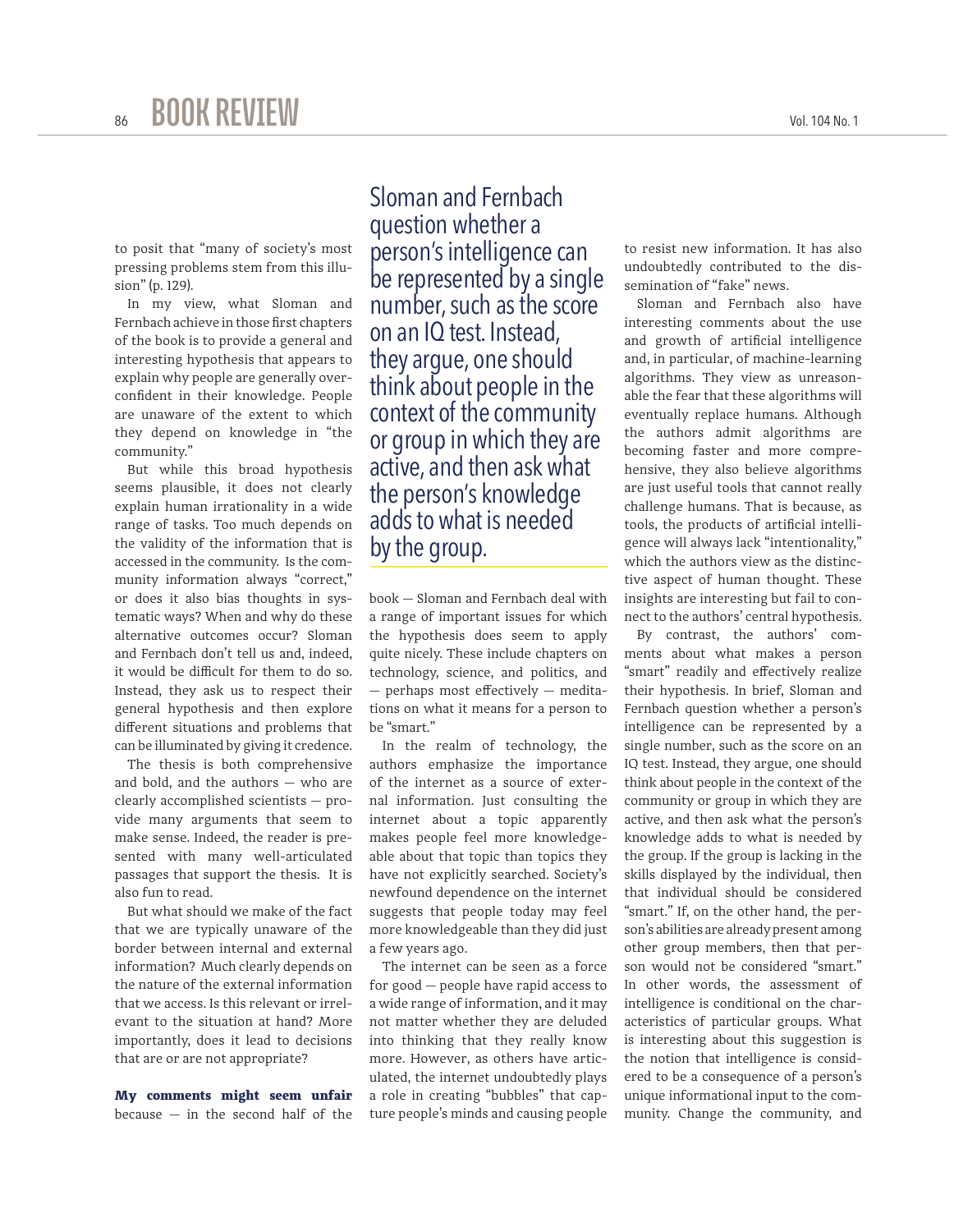to posit that "many of society's most pressing problems stem from this illusion" (p. 129).

In my view, what Sloman and Fernbach achieve in those first chapters of the book is to provide a general and interesting hypothesis that appears to explain why people are generally overconfident in their knowledge. People are unaware of the extent to which they depend on knowledge in "the community."

But while this broad hypothesis seems plausible, it does not clearly explain human irrationality in a wide range of tasks. Too much depends on the validity of the information that is accessed in the community. Is the community information always "correct," or does it also bias thoughts in systematic ways? When and why do these alternative outcomes occur? Sloman and Fernbach don't tell us and, indeed, it would be difficult for them to do so. Instead, they ask us to respect their general hypothesis and then explore different situations and problems that can be illuminated by giving it credence.

The thesis is both comprehensive and bold, and the authors — who are clearly accomplished scientists — provide many arguments that seem to make sense. Indeed, the reader is presented with many well-articulated passages that support the thesis. It is also fun to read.

But what should we make of the fact that we are typically unaware of the border between internal and external information? Much clearly depends on the nature of the external information that we access. Is this relevant or irrelevant to the situation at hand? More importantly, does it lead to decisions that are or are not appropriate?

**My comments might seem unfair** because — in the second half of the book — Sloman and Fernbach deal with a range of important issues for which the hypothesis does seem to apply quite nicely. These include chapters on technology, science, and politics, and — perhaps most effectively — meditations on what it means for a person to be "smart."

In the realm of technology, the authors emphasize the importance of the internet as a source of external information. Just consulting the internet about a topic apparently makes people feel more knowledgeable about that topic than topics they have not explicitly searched. Society's newfound dependence on the internet suggests that people today may feel more knowledgeable than they did just a few years ago.

The internet can be seen as a force for good — people have rapid access to a wide range of information, and it may not matter whether they are deluded into thinking that they really know more. However, as others have articulated, the internet undoubtedly plays a role in creating "bubbles" that capture people's minds and causing people to resist new information. It has also undoubtedly contributed to the dissemination of "fake" news.

Sloman and Fernbach also have interesting comments about the use and growth of artificial intelligence and, in particular, of machine-learning algorithms. They view as unreasonable the fear that these algorithms will eventually replace humans. Although the authors admit algorithms are becoming faster and more comprehensive, they also believe algorithms are just useful tools that cannot really challenge humans. That is because, as tools, the products of artificial intelligence will always lack "intentionality," which the authors view as the distinctive aspect of human thought. These insights are interesting but fail to connect to the authors' central hypothesis.

By contrast, the authors' comments about what makes a person "smart" readily and effectively realize their hypothesis. In brief, Sloman and Fernbach question whether a person's intelligence can be represented by a single number, such as the score on an IQ test. Instead, they argue, one should think about people in the context of the community or group in which they are active, and then ask what the person's knowledge adds to what is needed by the group. If the group is lacking in the skills displayed by the individual, then that individual should be considered "smart." If, on the other hand, the person's abilities are already present among other group members, then that person would not be considered "smart." In other words, the assessment of intelligence is conditional on the characteristics of particular groups. What is interesting about this suggestion is the notion that intelligence is considered to be a consequence of a person's unique informational input to the community. Change the community, and

> Sloman and Fernbach question whether a person's intelligence can be represented by a single number, such as the score on an IQ test. Instead, they argue, one should think about people in the context of the community or group in which they are active, and then ask what the person's knowledge adds to what is needed by the group.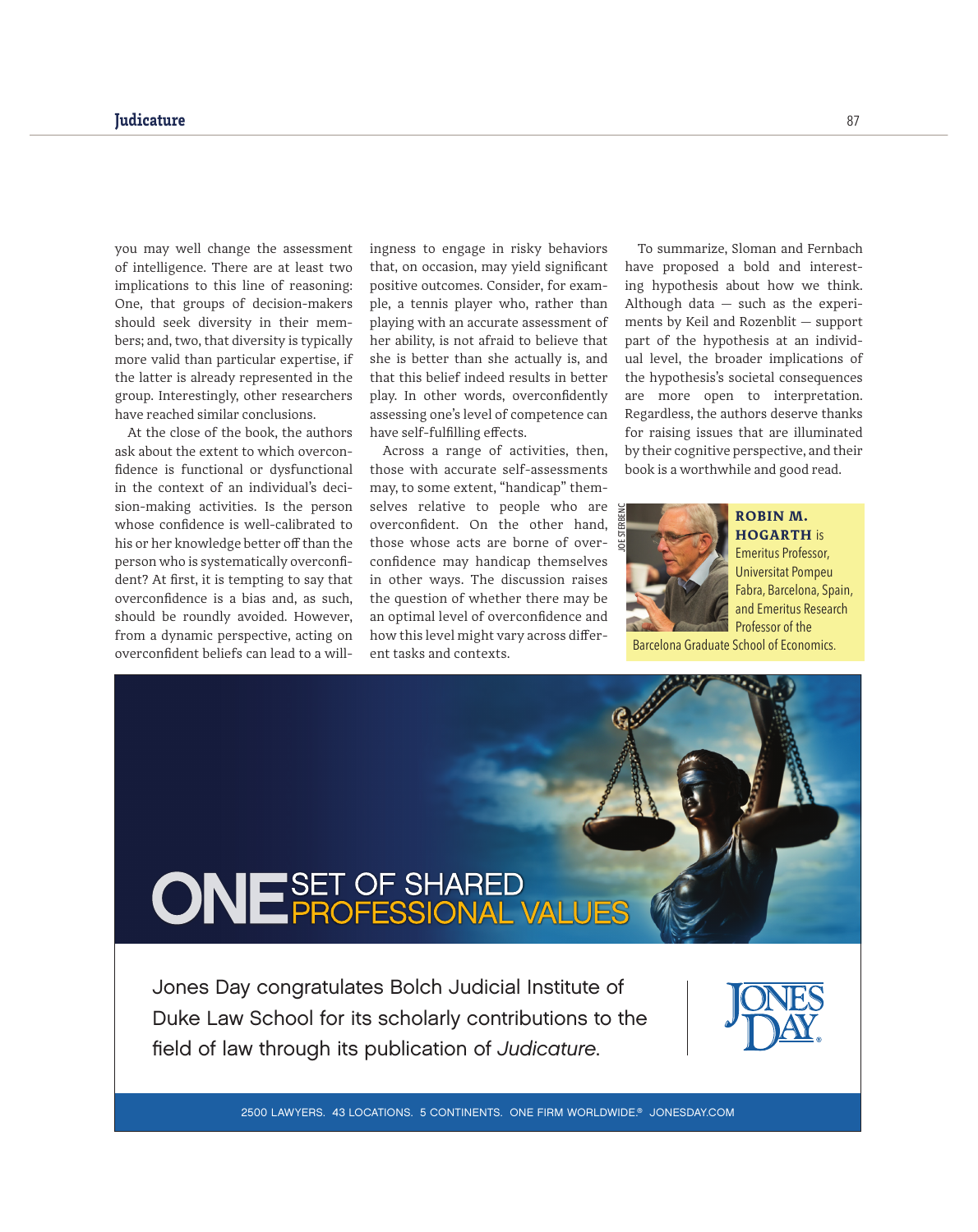you may well change the assessment of intelligence. There are at least two implications to this line of reasoning: One, that groups of decision-makers should seek diversity in their members; and, two, that diversity is typically more valid than particular expertise, if the latter is already represented in the group. Interestingly, other researchers have reached similar conclusions.

At the close of the book, the authors ask about the extent to which overconfidence is functional or dysfunctional in the context of an individual's decision-making activities. Is the person whose confidence is well-calibrated to his or her knowledge better off than the person who is systematically overconfident? At first, it is tempting to say that overconfidence is a bias and, as such, should be roundly avoided. However, from a dynamic perspective, acting on overconfident beliefs can lead to a willingness to engage in risky behaviors that, on occasion, may yield significant positive outcomes. Consider, for example, a tennis player who, rather than playing with an accurate assessment of her ability, is not afraid to believe that she is better than she actually is, and that this belief indeed results in better play. In other words, overconfidently assessing one's level of competence can have self-fulfilling effects.

Across a range of activities, then, those with accurate self-assessments may, to some extent, "handicap" themselves relative to people who are overconfident. On the other hand, those whose acts are borne of overconfidence may handicap themselves in other ways. The discussion raises the question of whether there may be an optimal level of overconfidence and how this level might vary across different tasks and contexts.

To summarize, Sloman and Fernbach have proposed a bold and interesting hypothesis about how we think. Although data — such as the experiments by Keil and Rozenblit — support part of the hypothesis at an individual level, the broader implications of the hypothesis's societal consequences are more open to interpretation. Regardless, the authors deserve thanks for raising issues that are illuminated by their cognitive perspective, and their book is a worthwhile and good read.

JOE STERBENC

**ROBIN M. HOGARTH** is Emeritus Professor, Universitat Pompeu Fabra, Barcelona, Spain, and Emeritus Research Professor of the Barcelona Graduate School of Economics.

ONE SET OF SHARED PROFESSIONAL VALUES

Jones Day congratulates Bolch Judicial Institute of Duke Law School for its scholarly contributions to the field of law through its publication of *Judicature*.

JONES DAY®

2500 LAWYERS. 43 LOCATIONS. 5 CONTINENTS. ONE FIRM WORLDWIDE.® JONESDAY.COM